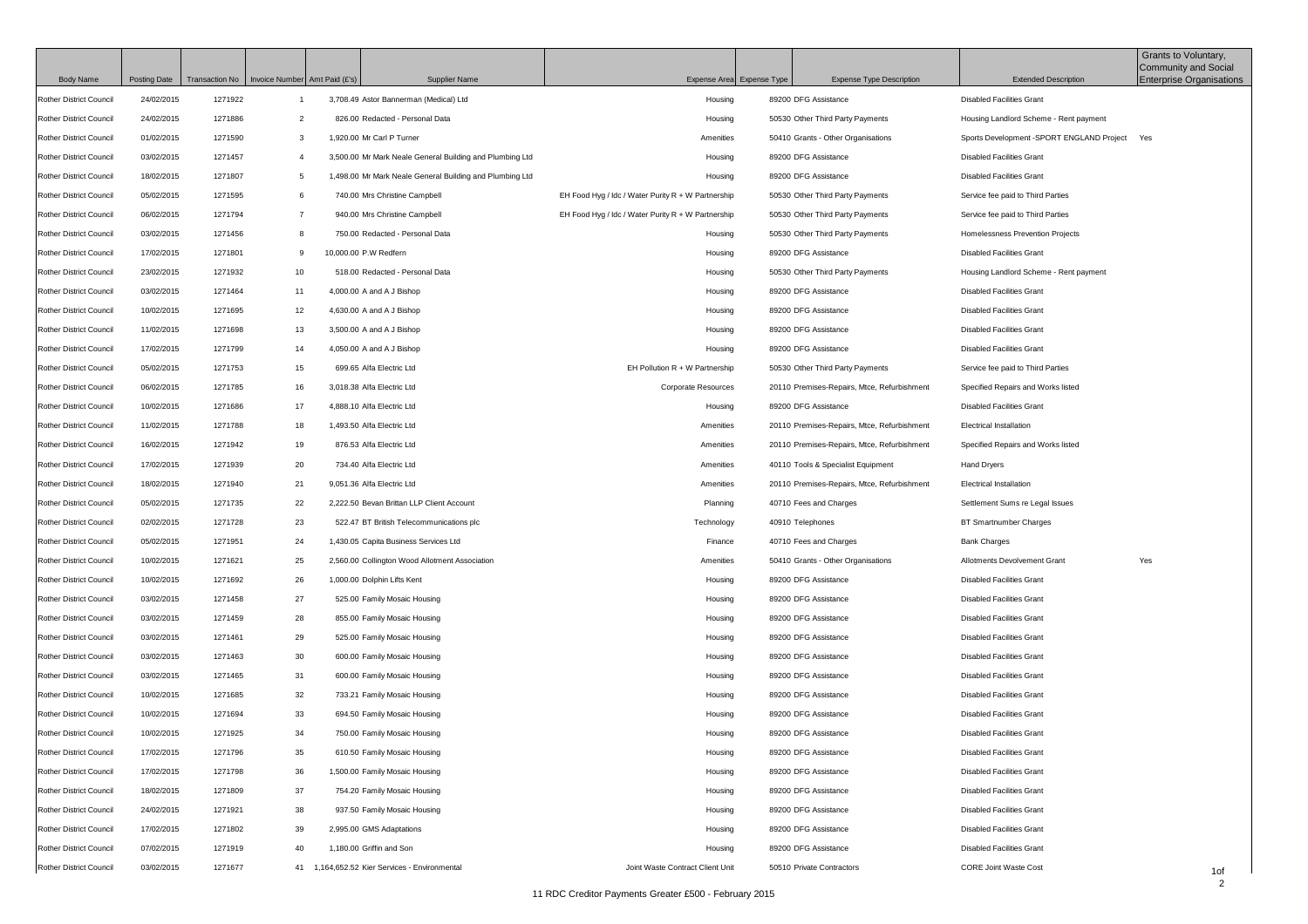| Body Name | Posting Date | Transaction No | Invoice Number | Amt Paid (£'s) | Supplier Name | Expense Area | Expense Type | Expense Type Description | Extended Description | Grants to Voluntary, Community and Social Enterprise Organisations |
|---|---|---|---|---|---|---|---|---|---|---|
| Rother District Council | 24/02/2015 | 1271922 | 1 | 3,708.49 | Astor Bannerman (Medical) Ltd | Housing | 89200 | DFG Assistance | Disabled Facilities Grant | |
| Rother District Council | 24/02/2015 | 1271886 | 2 | 826.00 | Redacted - Personal Data | Housing | 50530 | Other Third Party Payments | Housing Landlord Scheme - Rent payment | |
| Rother District Council | 01/02/2015 | 1271590 | 3 | 1,920.00 | Mr Carl P Turner | Amenities | 50410 | Grants - Other Organisations | Sports Development -SPORT ENGLAND Project | Yes |
| Rother District Council | 03/02/2015 | 1271457 | 4 | 3,500.00 | Mr Mark Neale General Building and Plumbing Ltd | Housing | 89200 | DFG Assistance | Disabled Facilities Grant | |
| Rother District Council | 18/02/2015 | 1271807 | 5 | 1,498.00 | Mr Mark Neale General Building and Plumbing Ltd | Housing | 89200 | DFG Assistance | Disabled Facilities Grant | |
| Rother District Council | 05/02/2015 | 1271595 | 6 | 740.00 | Mrs Christine Campbell | EH Food Hyg / Idc / Water Purity R + W Partnership | 50530 | Other Third Party Payments | Service fee paid to Third Parties | |
| Rother District Council | 06/02/2015 | 1271794 | 7 | 940.00 | Mrs Christine Campbell | EH Food Hyg / Idc / Water Purity R + W Partnership | 50530 | Other Third Party Payments | Service fee paid to Third Parties | |
| Rother District Council | 03/02/2015 | 1271456 | 8 | 750.00 | Redacted - Personal Data | Housing | 50530 | Other Third Party Payments | Homelessness Prevention Projects | |
| Rother District Council | 17/02/2015 | 1271801 | 9 | 10,000.00 | P.W Redfern | Housing | 89200 | DFG Assistance | Disabled Facilities Grant | |
| Rother District Council | 23/02/2015 | 1271932 | 10 | 518.00 | Redacted - Personal Data | Housing | 50530 | Other Third Party Payments | Housing Landlord Scheme - Rent payment | |
| Rother District Council | 03/02/2015 | 1271464 | 11 | 4,000.00 | A and A J Bishop | Housing | 89200 | DFG Assistance | Disabled Facilities Grant | |
| Rother District Council | 10/02/2015 | 1271695 | 12 | 4,630.00 | A and A J Bishop | Housing | 89200 | DFG Assistance | Disabled Facilities Grant | |
| Rother District Council | 11/02/2015 | 1271698 | 13 | 3,500.00 | A and A J Bishop | Housing | 89200 | DFG Assistance | Disabled Facilities Grant | |
| Rother District Council | 17/02/2015 | 1271799 | 14 | 4,050.00 | A and A J Bishop | Housing | 89200 | DFG Assistance | Disabled Facilities Grant | |
| Rother District Council | 05/02/2015 | 1271753 | 15 | 699.65 | Alfa Electric Ltd | EH Pollution R + W Partnership | 50530 | Other Third Party Payments | Service fee paid to Third Parties | |
| Rother District Council | 06/02/2015 | 1271785 | 16 | 3,018.38 | Alfa Electric Ltd | Corporate Resources | 20110 | Premises-Repairs, Mtce, Refurbishment | Specified Repairs and Works listed | |
| Rother District Council | 10/02/2015 | 1271686 | 17 | 4,888.10 | Alfa Electric Ltd | Housing | 89200 | DFG Assistance | Disabled Facilities Grant | |
| Rother District Council | 11/02/2015 | 1271788 | 18 | 1,493.50 | Alfa Electric Ltd | Amenities | 20110 | Premises-Repairs, Mtce, Refurbishment | Electrical Installation | |
| Rother District Council | 16/02/2015 | 1271942 | 19 | 876.53 | Alfa Electric Ltd | Amenities | 20110 | Premises-Repairs, Mtce, Refurbishment | Specified Repairs and Works listed | |
| Rother District Council | 17/02/2015 | 1271939 | 20 | 734.40 | Alfa Electric Ltd | Amenities | 40110 | Tools & Specialist Equipment | Hand Dryers | |
| Rother District Council | 18/02/2015 | 1271940 | 21 | 9,051.36 | Alfa Electric Ltd | Amenities | 20110 | Premises-Repairs, Mtce, Refurbishment | Electrical Installation | |
| Rother District Council | 05/02/2015 | 1271735 | 22 | 2,222.50 | Bevan Brittan LLP Client Account | Planning | 40710 | Fees and Charges | Settlement Sums re Legal Issues | |
| Rother District Council | 02/02/2015 | 1271728 | 23 | 522.47 | BT British Telecommunications plc | Technology | 40910 | Telephones | BT Smartnumber Charges | |
| Rother District Council | 05/02/2015 | 1271951 | 24 | 1,430.05 | Capita Business Services Ltd | Finance | 40710 | Fees and Charges | Bank Charges | |
| Rother District Council | 10/02/2015 | 1271621 | 25 | 2,560.00 | Collington Wood Allotment Association | Amenities | 50410 | Grants - Other Organisations | Allotments Devolvement Grant | Yes |
| Rother District Council | 10/02/2015 | 1271692 | 26 | 1,000.00 | Dolphin Lifts Kent | Housing | 89200 | DFG Assistance | Disabled Facilities Grant | |
| Rother District Council | 03/02/2015 | 1271458 | 27 | 525.00 | Family Mosaic Housing | Housing | 89200 | DFG Assistance | Disabled Facilities Grant | |
| Rother District Council | 03/02/2015 | 1271459 | 28 | 855.00 | Family Mosaic Housing | Housing | 89200 | DFG Assistance | Disabled Facilities Grant | |
| Rother District Council | 03/02/2015 | 1271461 | 29 | 525.00 | Family Mosaic Housing | Housing | 89200 | DFG Assistance | Disabled Facilities Grant | |
| Rother District Council | 03/02/2015 | 1271463 | 30 | 600.00 | Family Mosaic Housing | Housing | 89200 | DFG Assistance | Disabled Facilities Grant | |
| Rother District Council | 03/02/2015 | 1271465 | 31 | 600.00 | Family Mosaic Housing | Housing | 89200 | DFG Assistance | Disabled Facilities Grant | |
| Rother District Council | 10/02/2015 | 1271685 | 32 | 733.21 | Family Mosaic Housing | Housing | 89200 | DFG Assistance | Disabled Facilities Grant | |
| Rother District Council | 10/02/2015 | 1271694 | 33 | 694.50 | Family Mosaic Housing | Housing | 89200 | DFG Assistance | Disabled Facilities Grant | |
| Rother District Council | 10/02/2015 | 1271925 | 34 | 750.00 | Family Mosaic Housing | Housing | 89200 | DFG Assistance | Disabled Facilities Grant | |
| Rother District Council | 17/02/2015 | 1271796 | 35 | 610.50 | Family Mosaic Housing | Housing | 89200 | DFG Assistance | Disabled Facilities Grant | |
| Rother District Council | 17/02/2015 | 1271798 | 36 | 1,500.00 | Family Mosaic Housing | Housing | 89200 | DFG Assistance | Disabled Facilities Grant | |
| Rother District Council | 18/02/2015 | 1271809 | 37 | 754.20 | Family Mosaic Housing | Housing | 89200 | DFG Assistance | Disabled Facilities Grant | |
| Rother District Council | 24/02/2015 | 1271921 | 38 | 937.50 | Family Mosaic Housing | Housing | 89200 | DFG Assistance | Disabled Facilities Grant | |
| Rother District Council | 17/02/2015 | 1271802 | 39 | 2,995.00 | GMS Adaptations | Housing | 89200 | DFG Assistance | Disabled Facilities Grant | |
| Rother District Council | 07/02/2015 | 1271919 | 40 | 1,180.00 | Griffin and Son | Housing | 89200 | DFG Assistance | Disabled Facilities Grant | |
| Rother District Council | 03/02/2015 | 1271677 | 41 | 1,164,652.52 | Kier Services - Environmental | Joint Waste Contract Client Unit | 50510 | Private Contractors | CORE Joint Waste Cost | |

11 RDC Creditor Payments Greater £500 - February 2015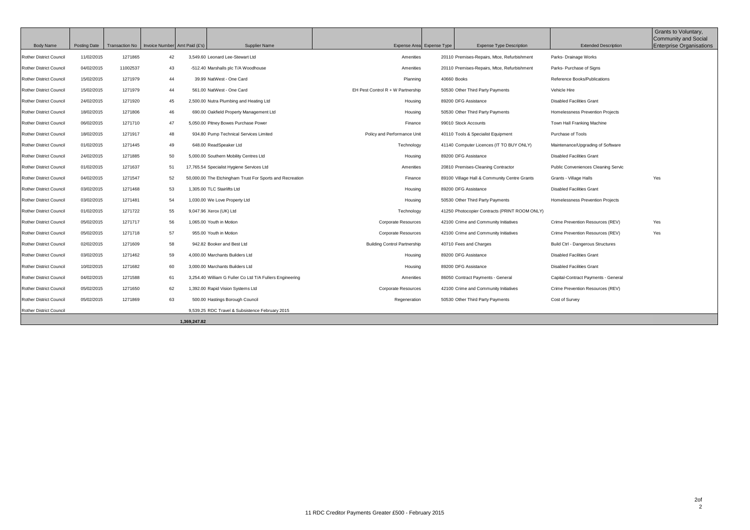| Body Name | Posting Date | Transaction No | Invoice Number | Amt Paid (£'s) | Supplier Name | Expense Area | Expense Type | Expense Type Description | Extended Description | Grants to Voluntary, Community and Social Enterprise Organisations |
|---|---|---|---|---|---|---|---|---|---|---|
| Rother District Council | 11/02/2015 | 1271865 | 42 | 3,549.60 | Leonard Lee-Stewart Ltd | Amenities | 20110 | Premises-Repairs, Mtce, Refurbishment | Parks- Drainage Works | |
| Rother District Council | 04/02/2015 | 11002537 | 43 | -512.40 | Marshalls plc T/A Woodhouse | Amenities | 20110 | Premises-Repairs, Mtce, Refurbishment | Parks- Purchase of Signs | |
| Rother District Council | 15/02/2015 | 1271979 | 44 | 39.99 | NatWest - One Card | Planning | 40660 | Books | Reference Books/Publications | |
| Rother District Council | 15/02/2015 | 1271979 | 44 | 561.00 | NatWest - One Card | EH Pest Control R + W Partnership | 50530 | Other Third Party Payments | Vehicle Hire | |
| Rother District Council | 24/02/2015 | 1271920 | 45 | 2,500.00 | Nutra Plumbing and Heating Ltd | Housing | 89200 | DFG Assistance | Disabled Facilities Grant | |
| Rother District Council | 18/02/2015 | 1271806 | 46 | 690.00 | Oakfield Property Management Ltd | Housing | 50530 | Other Third Party Payments | Homelessness Prevention Projects | |
| Rother District Council | 06/02/2015 | 1271710 | 47 | 5,050.00 | Pitney Bowes Purchase Power | Finance | 99010 | Stock Accounts | Town Hall Franking Machine | |
| Rother District Council | 18/02/2015 | 1271917 | 48 | 934.80 | Pump Technical Services Limited | Policy and Performance Unit | 40110 | Tools & Specialist Equipment | Purchase of Tools | |
| Rother District Council | 01/02/2015 | 1271445 | 49 | 648.00 | ReadSpeaker Ltd | Technology | 41140 | Computer Licences (IT TO BUY ONLY) | Maintenance/Upgrading of Software | |
| Rother District Council | 24/02/2015 | 1271885 | 50 | 5,000.00 | Southern Mobility Centres Ltd | Housing | 89200 | DFG Assistance | Disabled Facilities Grant | |
| Rother District Council | 01/02/2015 | 1271637 | 51 | 17,765.54 | Specialist Hygiene Services Ltd | Amenities | 20810 | Premises-Cleaning Contractor | Public Conveniences Cleaning Servic | |
| Rother District Council | 04/02/2015 | 1271547 | 52 | 50,000.00 | The Etchingham Trust For Sports and Recreation | Finance | 89100 | Village Hall & Community Centre Grants | Grants - Village Halls | Yes |
| Rother District Council | 03/02/2015 | 1271468 | 53 | 1,305.00 | TLC Stairlifts Ltd | Housing | 89200 | DFG Assistance | Disabled Facilities Grant | |
| Rother District Council | 03/02/2015 | 1271481 | 54 | 1,030.00 | We Love Property Ltd | Housing | 50530 | Other Third Party Payments | Homelessness Prevention Projects | |
| Rother District Council | 01/02/2015 | 1271722 | 55 | 9,047.96 | Xerox (UK) Ltd | Technology | 41250 | Photocopier Contracts (PRINT ROOM ONLY) | | |
| Rother District Council | 05/02/2015 | 1271717 | 56 | 1,065.00 | Youth in Motion | Corporate Resources | 42100 | Crime and Community Initiatives | Crime Prevention Resources (REV) | Yes |
| Rother District Council | 05/02/2015 | 1271718 | 57 | 955.00 | Youth in Motion | Corporate Resources | 42100 | Crime and Community Initiatives | Crime Prevention Resources (REV) | Yes |
| Rother District Council | 02/02/2015 | 1271609 | 58 | 942.82 | Booker and Best Ltd | Building Control Partnership | 40710 | Fees and Charges | Build Ctrl - Dangerous Structures | |
| Rother District Council | 03/02/2015 | 1271462 | 59 | 4,000.00 | Marchants Builders Ltd | Housing | 89200 | DFG Assistance | Disabled Facilities Grant | |
| Rother District Council | 10/02/2015 | 1271682 | 60 | 3,000.00 | Marchants Builders Ltd | Housing | 89200 | DFG Assistance | Disabled Facilities Grant | |
| Rother District Council | 04/02/2015 | 1271588 | 61 | 3,254.40 | William G Fuller Co Ltd T/A Fullers Engineering | Amenities | 86050 | Contract Payments - General | Capital-Contract Payments - General | |
| Rother District Council | 05/02/2015 | 1271650 | 62 | 1,392.00 | Rapid Vision Systems Ltd | Corporate Resources | 42100 | Crime and Community Initiatives | Crime Prevention Resources (REV) | |
| Rother District Council | 05/02/2015 | 1271869 | 63 | 500.00 | Hastings Borough Council | Regeneration | 50530 | Other Third Party Payments | Cost of Survey | |
| Rother District Council | | | | 9,539.25 | RDC Travel & Subsistence February 2015 | | | | | |
| | | | | 1,369,247.82 | | | | | | |

11 RDC Creditor Payments Greater £500 - February 2015